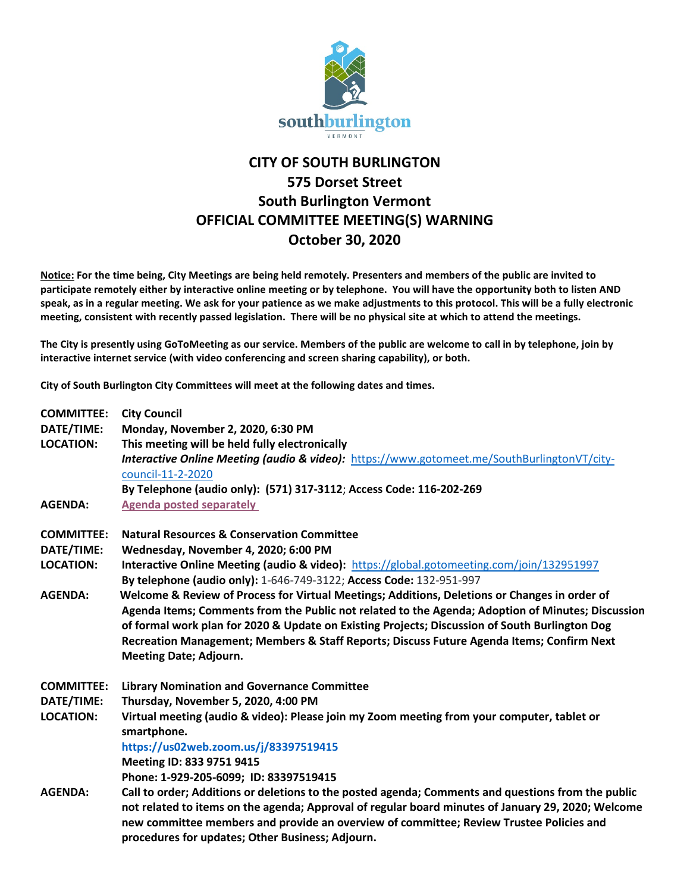southburlington
VERMONT

# CITY OF SOUTH BURLINGTON
## 575 Dorset Street
## South Burlington Vermont
## OFFICIAL COMMITTEE MEETING(S) WARNING
## October 30, 2020

**Notice: For the time being, City Meetings are being held remotely. Presenters and members of the public are invited to participate remotely either by interactive online meeting or by telephone. You will have the opportunity both to listen AND speak, as in a regular meeting. We ask for your patience as we make adjustments to this protocol. This will be a fully electronic meeting, consistent with recently passed legislation. There will be no physical site at which to attend the meetings.**

**The City is presently using GoToMeeting as our service. Members of the public are welcome to call in by telephone, join by interactive internet service (with video conferencing and screen sharing capability), or both.**

**City of South Burlington City Committees will meet at the following dates and times.**

**COMMITTEE:** **City Council**
**DATE/TIME:** **Monday, November 2, 2020, 6:30 PM**
**LOCATION:** **This meeting will be held fully electronically**
***Interactive Online Meeting (audio & video):*** https://www.gotomeet.me/SouthBurlingtonVT/city-council-11-2-2020
**By Telephone (audio only): (571) 317-3112; Access Code: 116-202-269**
**AGENDA:** **Agenda posted separately**

**COMMITTEE:** **Natural Resources & Conservation Committee**
**DATE/TIME:** **Wednesday, November 4, 2020; 6:00 PM**
**LOCATION:** **Interactive Online Meeting (audio & video):** https://global.gotomeeting.com/join/132951997
**By telephone (audio only):** 1-646-749-3122; **Access Code:** 132-951-997
**AGENDA:** **Welcome & Review of Process for Virtual Meetings; Additions, Deletions or Changes in order of Agenda Items; Comments from the Public not related to the Agenda; Adoption of Minutes; Discussion of formal work plan for 2020 & Update on Existing Projects; Discussion of South Burlington Dog Recreation Management; Members & Staff Reports; Discuss Future Agenda Items; Confirm Next Meeting Date; Adjourn.**

**COMMITTEE:** **Library Nomination and Governance Committee**
**DATE/TIME:** **Thursday, November 5, 2020, 4:00 PM**
**LOCATION:** **Virtual meeting (audio & video): Please join my Zoom meeting from your computer, tablet or smartphone.**
**https://us02web.zoom.us/j/83397519415**
**Meeting ID: 833 9751 9415**
**Phone: 1-929-205-6099; ID: 83397519415**
**AGENDA:** **Call to order; Additions or deletions to the posted agenda; Comments and questions from the public not related to items on the agenda; Approval of regular board minutes of January 29, 2020; Welcome new committee members and provide an overview of committee; Review Trustee Policies and procedures for updates; Other Business; Adjourn.**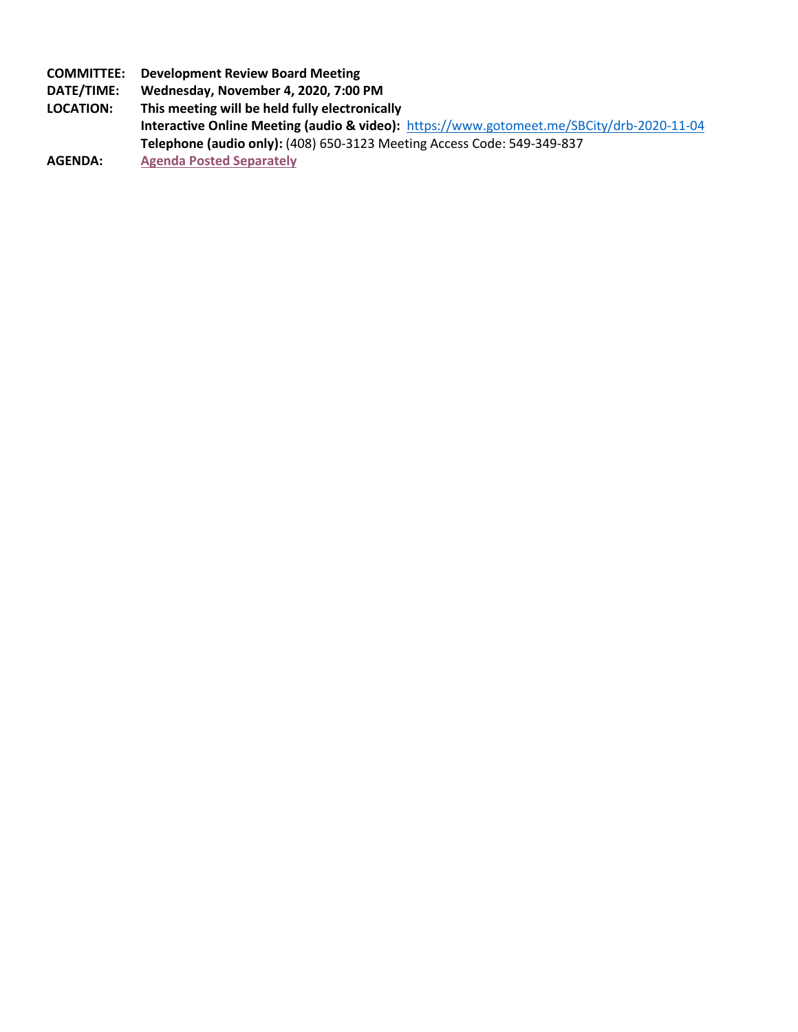**COMMITTEE:** **Development Review Board Meeting**
**DATE/TIME:** **Wednesday, November 4, 2020, 7:00 PM**
**LOCATION:** **This meeting will be held fully electronically**
**Interactive Online Meeting (audio & video):** [https://www.gotomeet.me/SBCity/drb-2020-11-04](https://www.gotomeet.me/SBCity/drb-2020-11-04)
**Telephone (audio only):** (408) 650-3123 Meeting Access Code: 549-349-837
**AGENDA:** **Agenda Posted Separately**